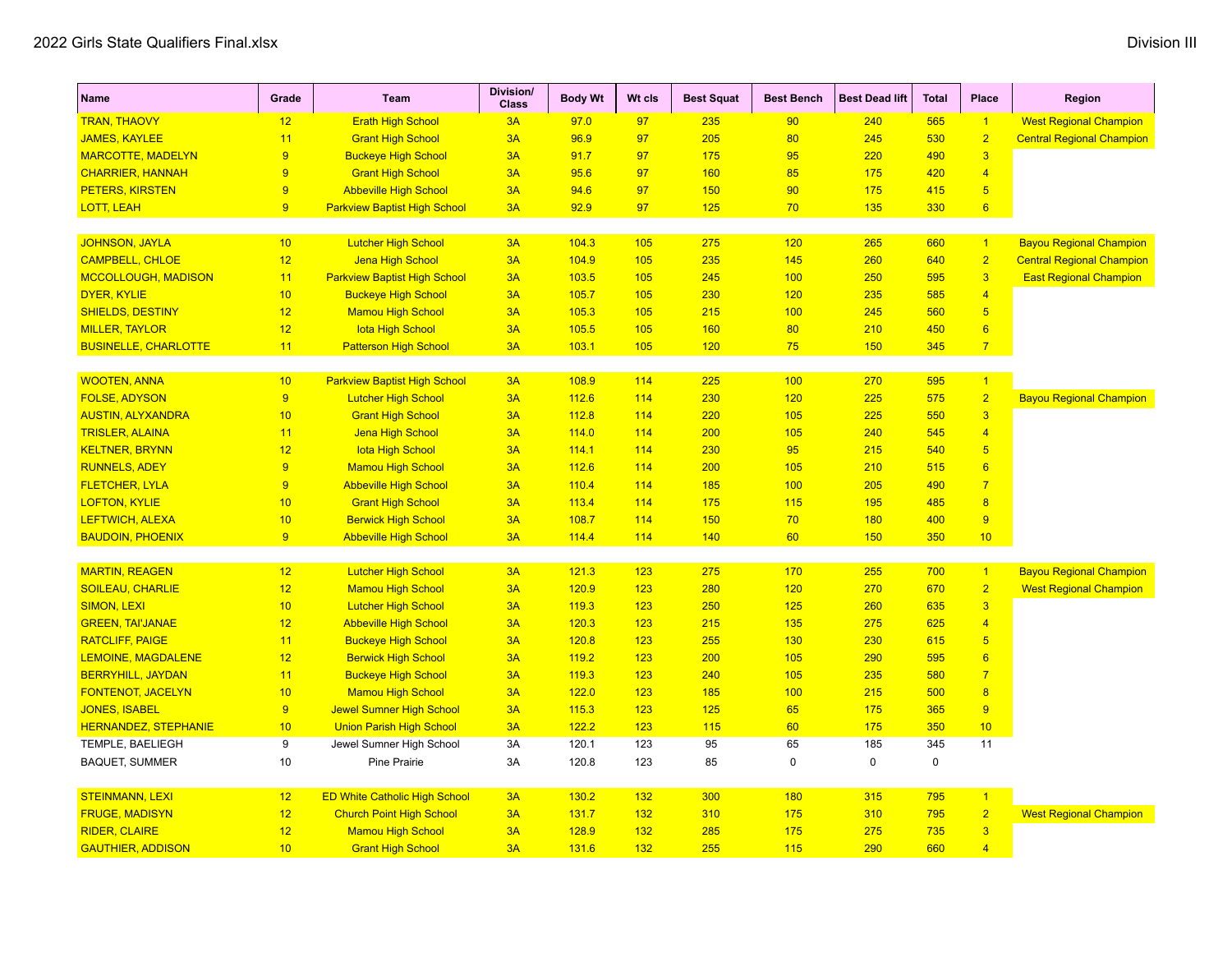2022 Girls State Qualifiers Final.xlsx

Division III

| Name | Grade | Team | Division/ Class | Body Wt | Wt cls | Best Squat | Best Bench | Best Dead lift | Total | Place | Region |
|---|---|---|---|---|---|---|---|---|---|---|---|
| TRAN, THAOVY | 12 | Erath High School | 3A | 97.0 | 97 | 235 | 90 | 240 | 565 | 1 | West Regional Champion |
| JAMES, KAYLEE | 11 | Grant High School | 3A | 96.9 | 97 | 205 | 80 | 245 | 530 | 2 | Central Regional Champion |
| MARCOTTE, MADELYN | 9 | Buckeye High School | 3A | 91.7 | 97 | 175 | 95 | 220 | 490 | 3 | |
| CHARRIER, HANNAH | 9 | Grant High School | 3A | 95.6 | 97 | 160 | 85 | 175 | 420 | 4 | |
| PETERS, KIRSTEN | 9 | Abbeville High School | 3A | 94.6 | 97 | 150 | 90 | 175 | 415 | 5 | |
| LOTT, LEAH | 9 | Parkview Baptist High School | 3A | 92.9 | 97 | 125 | 70 | 135 | 330 | 6 | |
| | | | | | | | | | | | |
| JOHNSON, JAYLA | 10 | Lutcher High School | 3A | 104.3 | 105 | 275 | 120 | 265 | 660 | 1 | Bayou Regional Champion |
| CAMPBELL, CHLOE | 12 | Jena High School | 3A | 104.9 | 105 | 235 | 145 | 260 | 640 | 2 | Central Regional Champion |
| MCCOLLOUGH, MADISON | 11 | Parkview Baptist High School | 3A | 103.5 | 105 | 245 | 100 | 250 | 595 | 3 | East Regional Champion |
| DYER, KYLIE | 10 | Buckeye High School | 3A | 105.7 | 105 | 230 | 120 | 235 | 585 | 4 | |
| SHIELDS, DESTINY | 12 | Mamou High School | 3A | 105.3 | 105 | 215 | 100 | 245 | 560 | 5 | |
| MILLER, TAYLOR | 12 | Iota High School | 3A | 105.5 | 105 | 160 | 80 | 210 | 450 | 6 | |
| BUSINELLE, CHARLOTTE | 11 | Patterson High School | 3A | 103.1 | 105 | 120 | 75 | 150 | 345 | 7 | |
| | | | | | | | | | | | |
| WOOTEN, ANNA | 10 | Parkview Baptist High School | 3A | 108.9 | 114 | 225 | 100 | 270 | 595 | 1 | |
| FOLSE, ADYSON | 9 | Lutcher High School | 3A | 112.6 | 114 | 230 | 120 | 225 | 575 | 2 | Bayou Regional Champion |
| AUSTIN, ALYXANDRA | 10 | Grant High School | 3A | 112.8 | 114 | 220 | 105 | 225 | 550 | 3 | |
| TRISLER, ALAINA | 11 | Jena High School | 3A | 114.0 | 114 | 200 | 105 | 240 | 545 | 4 | |
| KELTNER, BRYNN | 12 | Iota High School | 3A | 114.1 | 114 | 230 | 95 | 215 | 540 | 5 | |
| RUNNELS, ADEY | 9 | Mamou High School | 3A | 112.6 | 114 | 200 | 105 | 210 | 515 | 6 | |
| FLETCHER, LYLA | 9 | Abbeville High School | 3A | 110.4 | 114 | 185 | 100 | 205 | 490 | 7 | |
| LOFTON, KYLIE | 10 | Grant High School | 3A | 113.4 | 114 | 175 | 115 | 195 | 485 | 8 | |
| LEFTWICH, ALEXA | 10 | Berwick High School | 3A | 108.7 | 114 | 150 | 70 | 180 | 400 | 9 | |
| BAUDOIN, PHOENIX | 9 | Abbeville High School | 3A | 114.4 | 114 | 140 | 60 | 150 | 350 | 10 | |
| | | | | | | | | | | | |
| MARTIN, REAGEN | 12 | Lutcher High School | 3A | 121.3 | 123 | 275 | 170 | 255 | 700 | 1 | Bayou Regional Champion |
| SOILEAU, CHARLIE | 12 | Mamou High School | 3A | 120.9 | 123 | 280 | 120 | 270 | 670 | 2 | West Regional Champion |
| SIMON, LEXI | 10 | Lutcher High School | 3A | 119.3 | 123 | 250 | 125 | 260 | 635 | 3 | |
| GREEN, TAI'JANAE | 12 | Abbeville High School | 3A | 120.3 | 123 | 215 | 135 | 275 | 625 | 4 | |
| RATCLIFF, PAIGE | 11 | Buckeye High School | 3A | 120.8 | 123 | 255 | 130 | 230 | 615 | 5 | |
| LEMOINE, MAGDALENE | 12 | Berwick High School | 3A | 119.2 | 123 | 200 | 105 | 290 | 595 | 6 | |
| BERRYHILL, JAYDAN | 11 | Buckeye High School | 3A | 119.3 | 123 | 240 | 105 | 235 | 580 | 7 | |
| FONTENOT, JACELYN | 10 | Mamou High School | 3A | 122.0 | 123 | 185 | 100 | 215 | 500 | 8 | |
| JONES, ISABEL | 9 | Jewel Sumner High School | 3A | 115.3 | 123 | 125 | 65 | 175 | 365 | 9 | |
| HERNANDEZ, STEPHANIE | 10 | Union Parish High School | 3A | 122.2 | 123 | 115 | 60 | 175 | 350 | 10 | |
| TEMPLE, BAELIEGH | 9 | Jewel Sumner High School | 3A | 120.1 | 123 | 95 | 65 | 185 | 345 | 11 | |
| BAQUET, SUMMER | 10 | Pine Prairie | 3A | 120.8 | 123 | 85 | 0 | 0 | 0 | | |
| | | | | | | | | | | | |
| STEINMANN, LEXI | 12 | ED White Catholic High School | 3A | 130.2 | 132 | 300 | 180 | 315 | 795 | 1 | |
| FRUGE, MADISYN | 12 | Church Point High School | 3A | 131.7 | 132 | 310 | 175 | 310 | 795 | 2 | West Regional Champion |
| RIDER, CLAIRE | 12 | Mamou High School | 3A | 128.9 | 132 | 285 | 175 | 275 | 735 | 3 | |
| GAUTHIER, ADDISON | 10 | Grant High School | 3A | 131.6 | 132 | 255 | 115 | 290 | 660 | 4 | |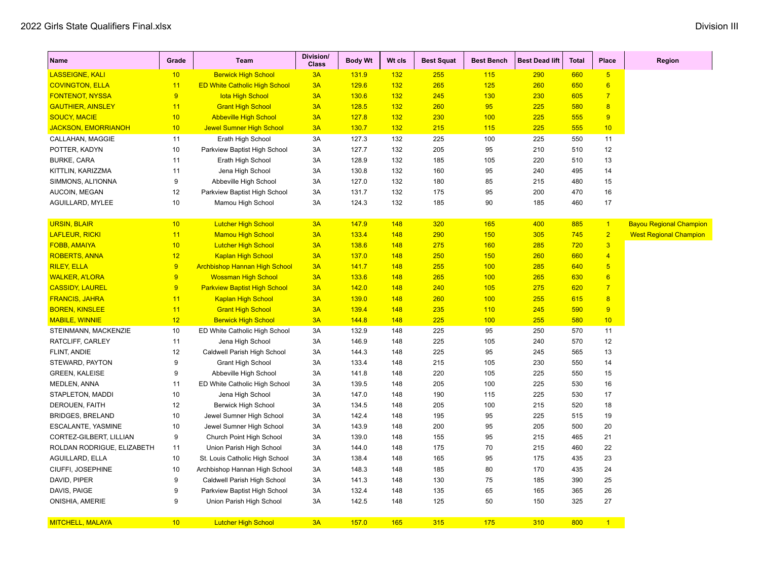| Name | Grade | Team | Division/ Class | Body Wt | Wt cls | Best Squat | Best Bench | Best Dead lift | Total | Place | Region |
|---|---|---|---|---|---|---|---|---|---|---|---|
| LASSEIGNE, KALI | 10 | Berwick High School | 3A | 131.9 | 132 | 255 | 115 | 290 | 660 | 5 | |
| COVINGTON, ELLA | 11 | ED White Catholic High School | 3A | 129.6 | 132 | 265 | 125 | 260 | 650 | 6 | |
| FONTENOT, NYSSA | 9 | Iota High School | 3A | 130.6 | 132 | 245 | 130 | 230 | 605 | 7 | |
| GAUTHIER, AINSLEY | 11 | Grant High School | 3A | 128.5 | 132 | 260 | 95 | 225 | 580 | 8 | |
| SOUCY, MACIE | 10 | Abbeville High School | 3A | 127.8 | 132 | 230 | 100 | 225 | 555 | 9 | |
| JACKSON, EMORRIANOH | 10 | Jewel Sumner High School | 3A | 130.7 | 132 | 215 | 115 | 225 | 555 | 10 | |
| CALLAHAN, MAGGIE | 11 | Erath High School | 3A | 127.3 | 132 | 225 | 100 | 225 | 550 | 11 | |
| POTTER, KADYN | 10 | Parkview Baptist High School | 3A | 127.7 | 132 | 205 | 95 | 210 | 510 | 12 | |
| BURKE, CARA | 11 | Erath High School | 3A | 128.9 | 132 | 185 | 105 | 220 | 510 | 13 | |
| KITTLIN, KARIZZMA | 11 | Jena High School | 3A | 130.8 | 132 | 160 | 95 | 240 | 495 | 14 | |
| SIMMONS, ALI'IONNA | 9 | Abbeville High School | 3A | 127.0 | 132 | 180 | 85 | 215 | 480 | 15 | |
| AUCOIN, MEGAN | 12 | Parkview Baptist High School | 3A | 131.7 | 132 | 175 | 95 | 200 | 470 | 16 | |
| AGUILLARD, MYLEE | 10 | Mamou High School | 3A | 124.3 | 132 | 185 | 90 | 185 | 460 | 17 | |
| | | | | | | | | | | | |
| URSIN, BLAIR | 10 | Lutcher High School | 3A | 147.9 | 148 | 320 | 165 | 400 | 885 | 1 | Bayou Regional Champion |
| LAFLEUR, RICKI | 11 | Mamou High School | 3A | 133.4 | 148 | 290 | 150 | 305 | 745 | 2 | West Regional Champion |
| FOBB, AMAIYA | 10 | Lutcher High School | 3A | 138.6 | 148 | 275 | 160 | 285 | 720 | 3 | |
| ROBERTS, ANNA | 12 | Kaplan High School | 3A | 137.0 | 148 | 250 | 150 | 260 | 660 | 4 | |
| RILEY, ELLA | 9 | Archbishop Hannan High School | 3A | 141.7 | 148 | 255 | 100 | 285 | 640 | 5 | |
| WALKER, A'LORA | 9 | Wossman High School | 3A | 133.6 | 148 | 265 | 100 | 265 | 630 | 6 | |
| CASSIDY, LAUREL | 9 | Parkview Baptist High School | 3A | 142.0 | 148 | 240 | 105 | 275 | 620 | 7 | |
| FRANCIS, JAHRA | 11 | Kaplan High School | 3A | 139.0 | 148 | 260 | 100 | 255 | 615 | 8 | |
| BOREN, KINSLEE | 11 | Grant High School | 3A | 139.4 | 148 | 235 | 110 | 245 | 590 | 9 | |
| MABILE, WINNIE | 12 | Berwick High School | 3A | 144.8 | 148 | 225 | 100 | 255 | 580 | 10 | |
| STEINMANN, MACKENZIE | 10 | ED White Catholic High School | 3A | 132.9 | 148 | 225 | 95 | 250 | 570 | 11 | |
| RATCLIFF, CARLEY | 11 | Jena High School | 3A | 146.9 | 148 | 225 | 105 | 240 | 570 | 12 | |
| FLINT, ANDIE | 12 | Caldwell Parish High School | 3A | 144.3 | 148 | 225 | 95 | 245 | 565 | 13 | |
| STEWARD, PAYTON | 9 | Grant High School | 3A | 133.4 | 148 | 215 | 105 | 230 | 550 | 14 | |
| GREEN, KALEISE | 9 | Abbeville High School | 3A | 141.8 | 148 | 220 | 105 | 225 | 550 | 15 | |
| MEDLEN, ANNA | 11 | ED White Catholic High School | 3A | 139.5 | 148 | 205 | 100 | 225 | 530 | 16 | |
| STAPLETON, MADDI | 10 | Jena High School | 3A | 147.0 | 148 | 190 | 115 | 225 | 530 | 17 | |
| DEROUEN, FAITH | 12 | Berwick High School | 3A | 134.5 | 148 | 205 | 100 | 215 | 520 | 18 | |
| BRIDGES, BRELAND | 10 | Jewel Sumner High School | 3A | 142.4 | 148 | 195 | 95 | 225 | 515 | 19 | |
| ESCALANTE, YASMINE | 10 | Jewel Sumner High School | 3A | 143.9 | 148 | 200 | 95 | 205 | 500 | 20 | |
| CORTEZ-GILBERT, LILLIAN | 9 | Church Point High School | 3A | 139.0 | 148 | 155 | 95 | 215 | 465 | 21 | |
| ROLDAN RODRIGUE, ELIZABETH | 11 | Union Parish High School | 3A | 144.0 | 148 | 175 | 70 | 215 | 460 | 22 | |
| AGUILLARD, ELLA | 10 | St. Louis Catholic High School | 3A | 138.4 | 148 | 165 | 95 | 175 | 435 | 23 | |
| CIUFFI, JOSEPHINE | 10 | Archbishop Hannan High School | 3A | 148.3 | 148 | 185 | 80 | 170 | 435 | 24 | |
| DAVID, PIPER | 9 | Caldwell Parish High School | 3A | 141.3 | 148 | 130 | 75 | 185 | 390 | 25 | |
| DAVIS, PAIGE | 9 | Parkview Baptist High School | 3A | 132.4 | 148 | 135 | 65 | 165 | 365 | 26 | |
| ONISHIA, AMERIE | 9 | Union Parish High School | 3A | 142.5 | 148 | 125 | 50 | 150 | 325 | 27 | |
| | | | | | | | | | | | |
| MITCHELL, MALAYA | 10 | Lutcher High School | 3A | 157.0 | 165 | 315 | 175 | 310 | 800 | 1 | |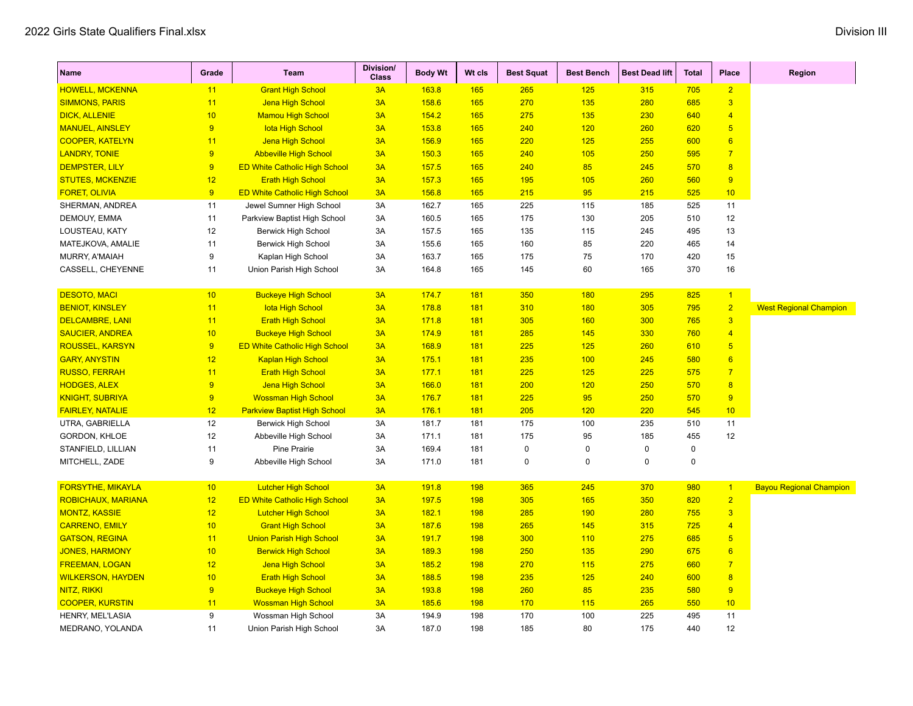| Name | Grade | Team | Division/ Class | Body Wt | Wt cls | Best Squat | Best Bench | Best Dead lift | Total | Place | Region |
|---|---|---|---|---|---|---|---|---|---|---|---|
| HOWELL, MCKENNA | 11 | Grant High School | 3A | 163.8 | 165 | 265 | 125 | 315 | 705 | 2 | |
| SIMMONS, PARIS | 11 | Jena High School | 3A | 158.6 | 165 | 270 | 135 | 280 | 685 | 3 | |
| DICK, ALLENIE | 10 | Mamou High School | 3A | 154.2 | 165 | 275 | 135 | 230 | 640 | 4 | |
| MANUEL, AINSLEY | 9 | Iota High School | 3A | 153.8 | 165 | 240 | 120 | 260 | 620 | 5 | |
| COOPER, KATELYN | 11 | Jena High School | 3A | 156.9 | 165 | 220 | 125 | 255 | 600 | 6 | |
| LANDRY, TONIE | 9 | Abbeville High School | 3A | 150.3 | 165 | 240 | 105 | 250 | 595 | 7 | |
| DEMPSTER, LILY | 9 | ED White Catholic High School | 3A | 157.5 | 165 | 240 | 85 | 245 | 570 | 8 | |
| STUTES, MCKENZIE | 12 | Erath High School | 3A | 157.3 | 165 | 195 | 105 | 260 | 560 | 9 | |
| FORET, OLIVIA | 9 | ED White Catholic High School | 3A | 156.8 | 165 | 215 | 95 | 215 | 525 | 10 | |
| SHERMAN, ANDREA | 11 | Jewel Sumner High School | 3A | 162.7 | 165 | 225 | 115 | 185 | 525 | 11 | |
| DEMOUY, EMMA | 11 | Parkview Baptist High School | 3A | 160.5 | 165 | 175 | 130 | 205 | 510 | 12 | |
| LOUSTEAU, KATY | 12 | Berwick High School | 3A | 157.5 | 165 | 135 | 115 | 245 | 495 | 13 | |
| MATEJKOVA, AMALIE | 11 | Berwick High School | 3A | 155.6 | 165 | 160 | 85 | 220 | 465 | 14 | |
| MURRY, A'MAIAH | 9 | Kaplan High School | 3A | 163.7 | 165 | 175 | 75 | 170 | 420 | 15 | |
| CASSELL, CHEYENNE | 11 | Union Parish High School | 3A | 164.8 | 165 | 145 | 60 | 165 | 370 | 16 | |
| | | | | | | | | | | | |
| DESOTO, MACI | 10 | Buckeye High School | 3A | 174.7 | 181 | 350 | 180 | 295 | 825 | 1 | |
| BENIOT, KINSLEY | 11 | Iota High School | 3A | 178.8 | 181 | 310 | 180 | 305 | 795 | 2 | West Regional Champion |
| DELCAMBRE, LANI | 11 | Erath High School | 3A | 171.8 | 181 | 305 | 160 | 300 | 765 | 3 | |
| SAUCIER, ANDREA | 10 | Buckeye High School | 3A | 174.9 | 181 | 285 | 145 | 330 | 760 | 4 | |
| ROUSSEL, KARSYN | 9 | ED White Catholic High School | 3A | 168.9 | 181 | 225 | 125 | 260 | 610 | 5 | |
| GARY, ANYSTIN | 12 | Kaplan High School | 3A | 175.1 | 181 | 235 | 100 | 245 | 580 | 6 | |
| RUSSO, FERRAH | 11 | Erath High School | 3A | 177.1 | 181 | 225 | 125 | 225 | 575 | 7 | |
| HODGES, ALEX | 9 | Jena High School | 3A | 166.0 | 181 | 200 | 120 | 250 | 570 | 8 | |
| KNIGHT, SUBRIYA | 9 | Wossman High School | 3A | 176.7 | 181 | 225 | 95 | 250 | 570 | 9 | |
| FAIRLEY, NATALIE | 12 | Parkview Baptist High School | 3A | 176.1 | 181 | 205 | 120 | 220 | 545 | 10 | |
| UTRA, GABRIELLA | 12 | Berwick High School | 3A | 181.7 | 181 | 175 | 100 | 235 | 510 | 11 | |
| GORDON, KHLOE | 12 | Abbeville High School | 3A | 171.1 | 181 | 175 | 95 | 185 | 455 | 12 | |
| STANFIELD, LILLIAN | 11 | Pine Prairie | 3A | 169.4 | 181 | 0 | 0 | 0 | 0 | | |
| MITCHELL, ZADE | 9 | Abbeville High School | 3A | 171.0 | 181 | 0 | 0 | 0 | 0 | | |
| | | | | | | | | | | | |
| FORSYTHE, MIKAYLA | 10 | Lutcher High School | 3A | 191.8 | 198 | 365 | 245 | 370 | 980 | 1 | Bayou Regional Champion |
| ROBICHAUX, MARIANA | 12 | ED White Catholic High School | 3A | 197.5 | 198 | 305 | 165 | 350 | 820 | 2 | |
| MONTZ, KASSIE | 12 | Lutcher High School | 3A | 182.1 | 198 | 285 | 190 | 280 | 755 | 3 | |
| CARRENO, EMILY | 10 | Grant High School | 3A | 187.6 | 198 | 265 | 145 | 315 | 725 | 4 | |
| GATSON, REGINA | 11 | Union Parish High School | 3A | 191.7 | 198 | 300 | 110 | 275 | 685 | 5 | |
| JONES, HARMONY | 10 | Berwick High School | 3A | 189.3 | 198 | 250 | 135 | 290 | 675 | 6 | |
| FREEMAN, LOGAN | 12 | Jena High School | 3A | 185.2 | 198 | 270 | 115 | 275 | 660 | 7 | |
| WILKERSON, HAYDEN | 10 | Erath High School | 3A | 188.5 | 198 | 235 | 125 | 240 | 600 | 8 | |
| NITZ, RIKKI | 9 | Buckeye High School | 3A | 193.8 | 198 | 260 | 85 | 235 | 580 | 9 | |
| COOPER, KURSTIN | 11 | Wossman High School | 3A | 185.6 | 198 | 170 | 115 | 265 | 550 | 10 | |
| HENRY, MEL'LASIA | 9 | Wossman High School | 3A | 194.9 | 198 | 170 | 100 | 225 | 495 | 11 | |
| MEDRANO, YOLANDA | 11 | Union Parish High School | 3A | 187.0 | 198 | 185 | 80 | 175 | 440 | 12 | |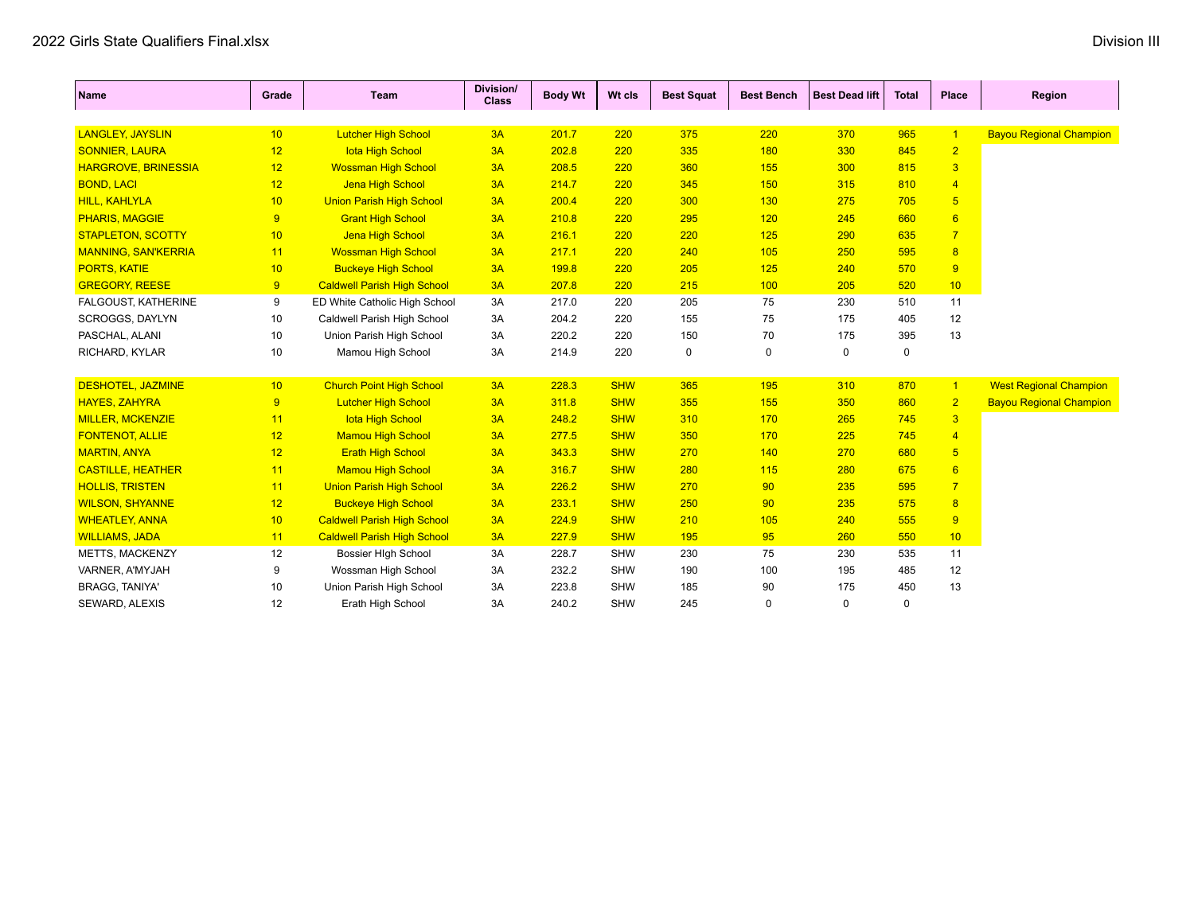| Name | Grade | Team | Division/ Class | Body Wt | Wt cls | Best Squat | Best Bench | Best Dead lift | Total | Place | Region |
|---|---|---|---|---|---|---|---|---|---|---|---|
| LANGLEY, JAYSLIN | 10 | Lutcher High School | 3A | 201.7 | 220 | 375 | 220 | 370 | 965 | 1 | Bayou Regional Champion |
| SONNIER, LAURA | 12 | Iota High School | 3A | 202.8 | 220 | 335 | 180 | 330 | 845 | 2 | |
| HARGROVE, BRINESSIA | 12 | Wossman High School | 3A | 208.5 | 220 | 360 | 155 | 300 | 815 | 3 | |
| BOND, LACI | 12 | Jena High School | 3A | 214.7 | 220 | 345 | 150 | 315 | 810 | 4 | |
| HILL, KAHLYLA | 10 | Union Parish High School | 3A | 200.4 | 220 | 300 | 130 | 275 | 705 | 5 | |
| PHARIS, MAGGIE | 9 | Grant High School | 3A | 210.8 | 220 | 295 | 120 | 245 | 660 | 6 | |
| STAPLETON, SCOTTY | 10 | Jena High School | 3A | 216.1 | 220 | 220 | 125 | 290 | 635 | 7 | |
| MANNING, SAN'KERRIA | 11 | Wossman High School | 3A | 217.1 | 220 | 240 | 105 | 250 | 595 | 8 | |
| PORTS, KATIE | 10 | Buckeye High School | 3A | 199.8 | 220 | 205 | 125 | 240 | 570 | 9 | |
| GREGORY, REESE | 9 | Caldwell Parish High School | 3A | 207.8 | 220 | 215 | 100 | 205 | 520 | 10 | |
| FALGOUST, KATHERINE | 9 | ED White Catholic High School | 3A | 217.0 | 220 | 205 | 75 | 230 | 510 | 11 | |
| SCROGGS, DAYLYN | 10 | Caldwell Parish High School | 3A | 204.2 | 220 | 155 | 75 | 175 | 405 | 12 | |
| PASCHAL, ALANI | 10 | Union Parish High School | 3A | 220.2 | 220 | 150 | 70 | 175 | 395 | 13 | |
| RICHARD, KYLAR | 10 | Mamou High School | 3A | 214.9 | 220 | 0 | 0 | 0 | 0 | | |
| DESHOTEL, JAZMINE | 10 | Church Point High School | 3A | 228.3 | SHW | 365 | 195 | 310 | 870 | 1 | West Regional Champion |
| HAYES, ZAHYRA | 9 | Lutcher High School | 3A | 311.8 | SHW | 355 | 155 | 350 | 860 | 2 | Bayou Regional Champion |
| MILLER, MCKENZIE | 11 | Iota High School | 3A | 248.2 | SHW | 310 | 170 | 265 | 745 | 3 | |
| FONTENOT, ALLIE | 12 | Mamou High School | 3A | 277.5 | SHW | 350 | 170 | 225 | 745 | 4 | |
| MARTIN, ANYA | 12 | Erath High School | 3A | 343.3 | SHW | 270 | 140 | 270 | 680 | 5 | |
| CASTILLE, HEATHER | 11 | Mamou High School | 3A | 316.7 | SHW | 280 | 115 | 280 | 675 | 6 | |
| HOLLIS, TRISTEN | 11 | Union Parish High School | 3A | 226.2 | SHW | 270 | 90 | 235 | 595 | 7 | |
| WILSON, SHYANNE | 12 | Buckeye High School | 3A | 233.1 | SHW | 250 | 90 | 235 | 575 | 8 | |
| WHEATLEY, ANNA | 10 | Caldwell Parish High School | 3A | 224.9 | SHW | 210 | 105 | 240 | 555 | 9 | |
| WILLIAMS, JADA | 11 | Caldwell Parish High School | 3A | 227.9 | SHW | 195 | 95 | 260 | 550 | 10 | |
| METTS, MACKENZY | 12 | Bossier HIgh School | 3A | 228.7 | SHW | 230 | 75 | 230 | 535 | 11 | |
| VARNER, A'MYJAH | 9 | Wossman High School | 3A | 232.2 | SHW | 190 | 100 | 195 | 485 | 12 | |
| BRAGG, TANIYA' | 10 | Union Parish High School | 3A | 223.8 | SHW | 185 | 90 | 175 | 450 | 13 | |
| SEWARD, ALEXIS | 12 | Erath High School | 3A | 240.2 | SHW | 245 | 0 | 0 | 0 | | |